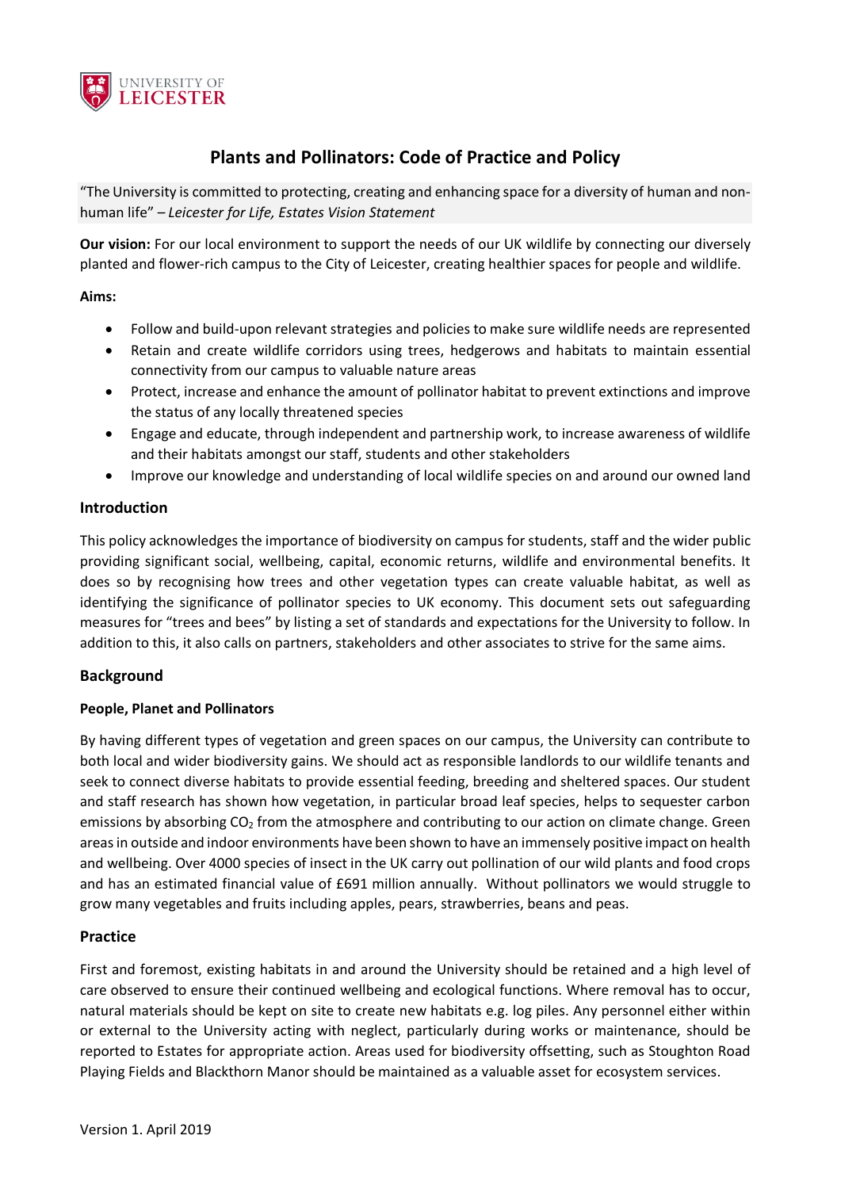# Plants and Pollinators: Code of Practice and Policy

"The University is committed to protecting, creating and enhancing space for a diversity of human and non-human life" – *Leicester for Life, Estates Vision Statement*

**Our vision:** For our local environment to support the needs of our UK wildlife by connecting our diversely planted and flower-rich campus to the City of Leicester, creating healthier spaces for people and wildlife.

**Aims:**

- Follow and build-upon relevant strategies and policies to make sure wildlife needs are represented
- Retain and create wildlife corridors using trees, hedgerows and habitats to maintain essential connectivity from our campus to valuable nature areas
- Protect, increase and enhance the amount of pollinator habitat to prevent extinctions and improve the status of any locally threatened species
- Engage and educate, through independent and partnership work, to increase awareness of wildlife and their habitats amongst our staff, students and other stakeholders
- Improve our knowledge and understanding of local wildlife species on and around our owned land

## Introduction

This policy acknowledges the importance of biodiversity on campus for students, staff and the wider public providing significant social, wellbeing, capital, economic returns, wildlife and environmental benefits. It does so by recognising how trees and other vegetation types can create valuable habitat, as well as identifying the significance of pollinator species to UK economy. This document sets out safeguarding measures for "trees and bees" by listing a set of standards and expectations for the University to follow. In addition to this, it also calls on partners, stakeholders and other associates to strive for the same aims.

## Background

### People, Planet and Pollinators

By having different types of vegetation and green spaces on our campus, the University can contribute to both local and wider biodiversity gains. We should act as responsible landlords to our wildlife tenants and seek to connect diverse habitats to provide essential feeding, breeding and sheltered spaces. Our student and staff research has shown how vegetation, in particular broad leaf species, helps to sequester carbon emissions by absorbing $CO_2$ from the atmosphere and contributing to our action on climate change. Green areas in outside and indoor environments have been shown to have an immensely positive impact on health and wellbeing. Over 4000 species of insect in the UK carry out pollination of our wild plants and food crops and has an estimated financial value of £691 million annually. Without pollinators we would struggle to grow many vegetables and fruits including apples, pears, strawberries, beans and peas.

## Practice

First and foremost, existing habitats in and around the University should be retained and a high level of care observed to ensure their continued wellbeing and ecological functions. Where removal has to occur, natural materials should be kept on site to create new habitats e.g. log piles. Any personnel either within or external to the University acting with neglect, particularly during works or maintenance, should be reported to Estates for appropriate action. Areas used for biodiversity offsetting, such as Stoughton Road Playing Fields and Blackthorn Manor should be maintained as a valuable asset for ecosystem services.

Version 1. April 2019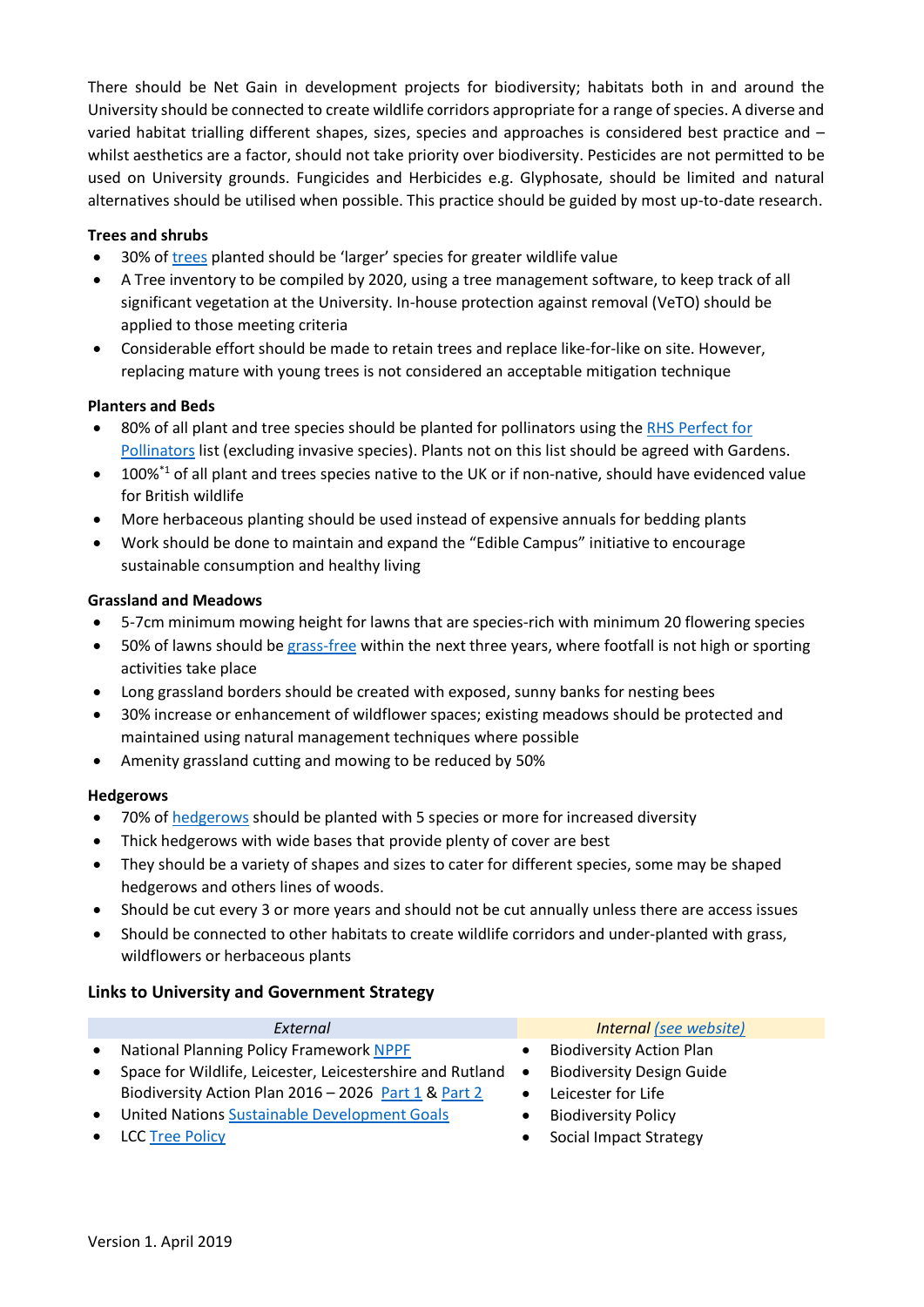There should be Net Gain in development projects for biodiversity; habitats both in and around the University should be connected to create wildlife corridors appropriate for a range of species. A diverse and varied habitat trialling different shapes, sizes, species and approaches is considered best practice and – whilst aesthetics are a factor, should not take priority over biodiversity. Pesticides are not permitted to be used on University grounds. Fungicides and Herbicides e.g. Glyphosate, should be limited and natural alternatives should be utilised when possible. This practice should be guided by most up-to-date research.

**Trees and shrubs**

- 30% of trees planted should be 'larger' species for greater wildlife value
- A Tree inventory to be compiled by 2020, using a tree management software, to keep track of all significant vegetation at the University. In-house protection against removal (VeTO) should be applied to those meeting criteria
- Considerable effort should be made to retain trees and replace like-for-like on site. However, replacing mature with young trees is not considered an acceptable mitigation technique

**Planters and Beds**

- 80% of all plant and tree species should be planted for pollinators using the RHS Perfect for Pollinators list (excluding invasive species). Plants not on this list should be agreed with Gardens.
- 100%[*1] of all plant and trees species native to the UK or if non-native, should have evidenced value for British wildlife
- More herbaceous planting should be used instead of expensive annuals for bedding plants
- Work should be done to maintain and expand the "Edible Campus" initiative to encourage sustainable consumption and healthy living

**Grassland and Meadows**

- 5-7cm minimum mowing height for lawns that are species-rich with minimum 20 flowering species
- 50% of lawns should be grass-free within the next three years, where footfall is not high or sporting activities take place
- Long grassland borders should be created with exposed, sunny banks for nesting bees
- 30% increase or enhancement of wildflower spaces; existing meadows should be protected and maintained using natural management techniques where possible
- Amenity grassland cutting and mowing to be reduced by 50%

**Hedgerows**

- 70% of hedgerows should be planted with 5 species or more for increased diversity
- Thick hedgerows with wide bases that provide plenty of cover are best
- They should be a variety of shapes and sizes to cater for different species, some may be shaped hedgerows and others lines of woods.
- Should be cut every 3 or more years and should not be cut annually unless there are access issues
- Should be connected to other habitats to create wildlife corridors and under-planted with grass, wildflowers or herbaceous plants

## Links to University and Government Strategy

| *External* | *Internal (see website)* |
|---|---|
| • National Planning Policy Framework NPPF | • Biodiversity Action Plan |
| • Space for Wildlife, Leicester, Leicestershire and Rutland Biodiversity Action Plan 2016 – 2026 Part 1 & Part 2 | • Biodiversity Design Guide |
| • United Nations Sustainable Development Goals | • Leicester for Life |
| • LCC Tree Policy | • Biodiversity Policy |
| | • Social Impact Strategy |

Version 1. April 2019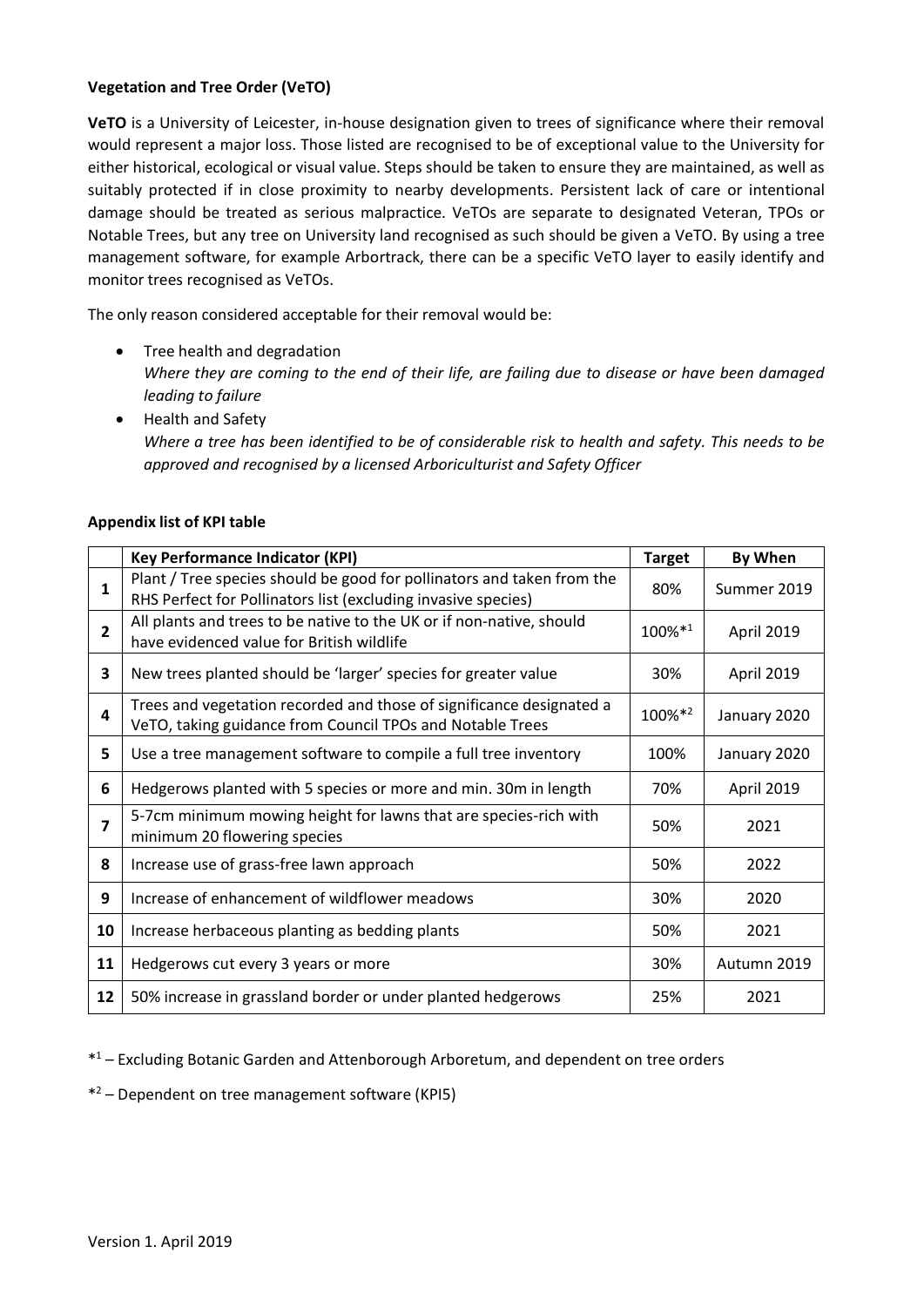**Vegetation and Tree Order (VeTO)**

**VeTO** is a University of Leicester, in-house designation given to trees of significance where their removal would represent a major loss. Those listed are recognised to be of exceptional value to the University for either historical, ecological or visual value. Steps should be taken to ensure they are maintained, as well as suitably protected if in close proximity to nearby developments. Persistent lack of care or intentional damage should be treated as serious malpractice. VeTOs are separate to designated Veteran, TPOs or Notable Trees, but any tree on University land recognised as such should be given a VeTO. By using a tree management software, for example Arbortrack, there can be a specific VeTO layer to easily identify and monitor trees recognised as VeTOs.

The only reason considered acceptable for their removal would be:

- Tree health and degradation
  *Where they are coming to the end of their life, are failing due to disease or have been damaged leading to failure*
- Health and Safety
  *Where a tree has been identified to be of considerable risk to health and safety. This needs to be approved and recognised by a licensed Arboriculturist and Safety Officer*

**Appendix list of KPI table**

| | Key Performance Indicator (KPI) | Target | By When |
|---|---|---|---|
| 1 | Plant / Tree species should be good for pollinators and taken from the RHS Perfect for Pollinators list (excluding invasive species) | 80% | Summer 2019 |
| 2 | All plants and trees to be native to the UK or if non-native, should have evidenced value for British wildlife | 100%*[1] | April 2019 |
| 3 | New trees planted should be 'larger' species for greater value | 30% | April 2019 |
| 4 | Trees and vegetation recorded and those of significance designated a VeTO, taking guidance from Council TPOs and Notable Trees | 100%*[2] | January 2020 |
| 5 | Use a tree management software to compile a full tree inventory | 100% | January 2020 |
| 6 | Hedgerows planted with 5 species or more and min. 30m in length | 70% | April 2019 |
| 7 | 5-7cm minimum mowing height for lawns that are species-rich with minimum 20 flowering species | 50% | 2021 |
| 8 | Increase use of grass-free lawn approach | 50% | 2022 |
| 9 | Increase of enhancement of wildflower meadows | 30% | 2020 |
| 10 | Increase herbaceous planting as bedding plants | 50% | 2021 |
| 11 | Hedgerows cut every 3 years or more | 30% | Autumn 2019 |
| 12 | 50% increase in grassland border or under planted hedgerows | 25% | 2021 |

*[1] – Excluding Botanic Garden and Attenborough Arboretum, and dependent on tree orders

*[2] – Dependent on tree management software (KPI5)

Version 1. April 2019